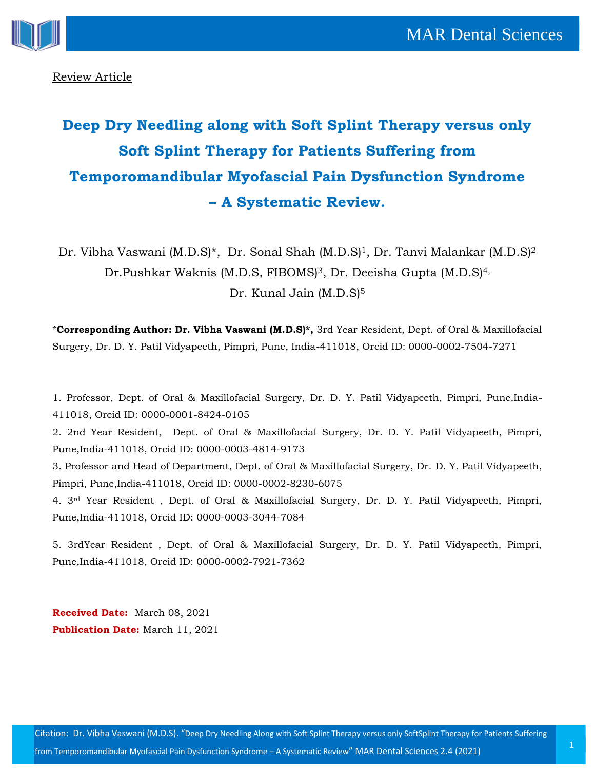Review Article

# Deep Dry Needling along with Soft Splint Therapy versus only Soft Splint Therapy for Patients Suffering from Temporomandibular Myofascial Pain Dysfunction Syndrome – A Systematic Review.

Dr. Vibha Vaswani (M.D.S)*, Dr. Sonal Shah (M.D.S)[1], Dr. Tanvi Malankar (M.D.S)[2]
Dr.Pushkar Waknis (M.D.S, FIBOMS)[3], Dr. Deeisha Gupta (M.D.S)[4],
Dr. Kunal Jain (M.D.S)[5]

*__Corresponding Author: Dr. Vibha Vaswani (M.D.S)*,__ 3rd Year Resident, Dept. of Oral & Maxillofacial Surgery, Dr. D. Y. Patil Vidyapeeth, Pimpri, Pune, India-411018, Orcid ID: 0000-0002-7504-7271

1. Professor, Dept. of Oral & Maxillofacial Surgery, Dr. D. Y. Patil Vidyapeeth, Pimpri, Pune,India-411018, Orcid ID: 0000-0001-8424-0105
2. 2nd Year Resident, Dept. of Oral & Maxillofacial Surgery, Dr. D. Y. Patil Vidyapeeth, Pimpri, Pune,India-411018, Orcid ID: 0000-0003-4814-9173
3. Professor and Head of Department, Dept. of Oral & Maxillofacial Surgery, Dr. D. Y. Patil Vidyapeeth, Pimpri, Pune,India-411018, Orcid ID: 0000-0002-8230-6075
4. 3rd Year Resident , Dept. of Oral & Maxillofacial Surgery, Dr. D. Y. Patil Vidyapeeth, Pimpri, Pune,India-411018, Orcid ID: 0000-0003-3044-7084
5. 3rdYear Resident , Dept. of Oral & Maxillofacial Surgery, Dr. D. Y. Patil Vidyapeeth, Pimpri, Pune,India-411018, Orcid ID: 0000-0002-7921-7362

**Received Date:** March 08, 2021
**Publication Date:** March 11, 2021

Citation: Dr. Vibha Vaswani (M.D.S). "Deep Dry Needling Along with Soft Splint Therapy versus only SoftSplint Therapy for Patients Suffering from Temporomandibular Myofascial Pain Dysfunction Syndrome – A Systematic Review" MAR Dental Sciences 2.4 (2021)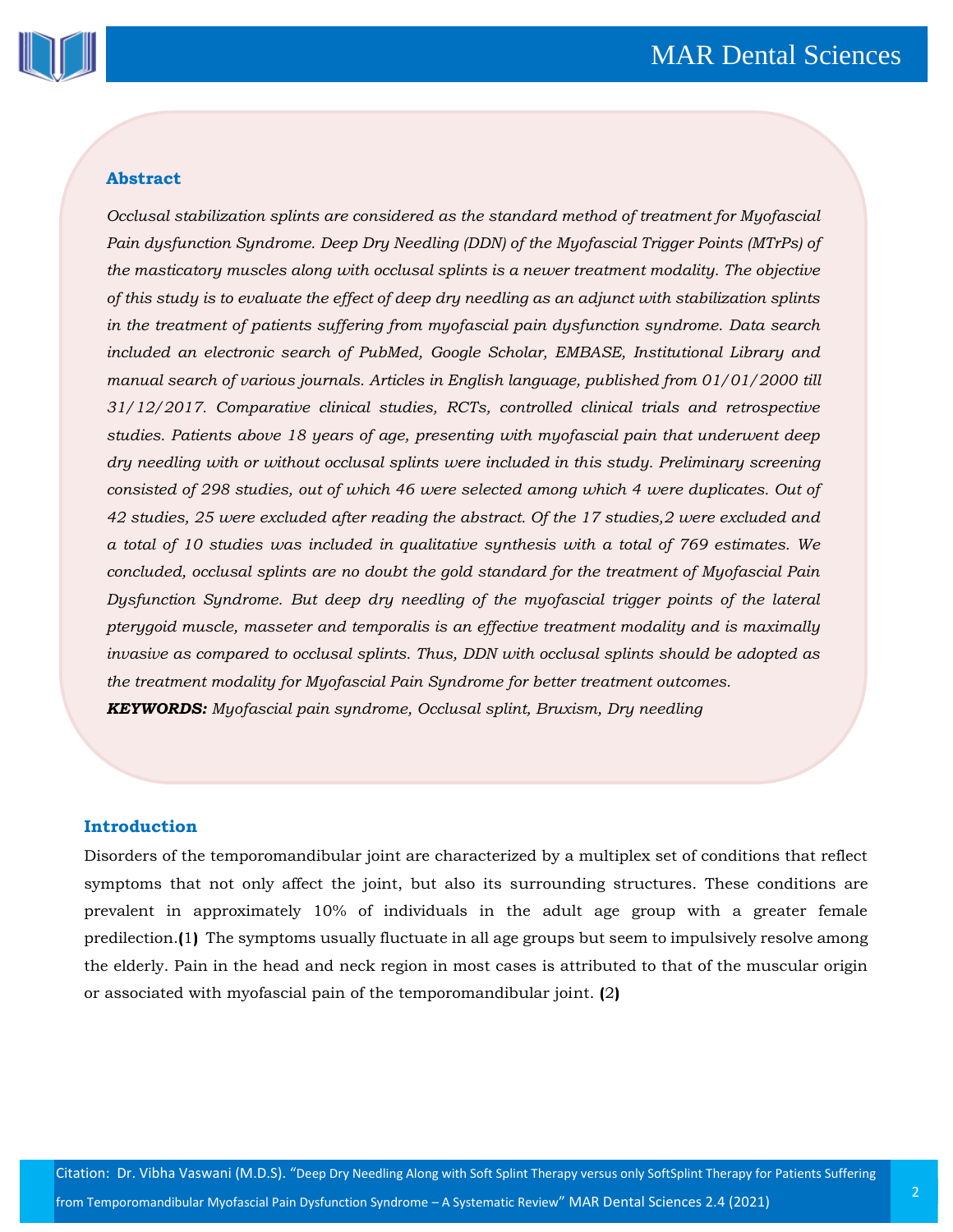## Abstract

*Occlusal stabilization splints are considered as the standard method of treatment for Myofascial Pain dysfunction Syndrome. Deep Dry Needling (DDN) of the Myofascial Trigger Points (MTrPs) of the masticatory muscles along with occlusal splints is a newer treatment modality. The objective of this study is to evaluate the effect of deep dry needling as an adjunct with stabilization splints in the treatment of patients suffering from myofascial pain dysfunction syndrome. Data search included an electronic search of PubMed, Google Scholar, EMBASE, Institutional Library and manual search of various journals. Articles in English language, published from 01/01/2000 till 31/12/2017. Comparative clinical studies, RCTs, controlled clinical trials and retrospective studies. Patients above 18 years of age, presenting with myofascial pain that underwent deep dry needling with or without occlusal splints were included in this study. Preliminary screening consisted of 298 studies, out of which 46 were selected among which 4 were duplicates. Out of 42 studies, 25 were excluded after reading the abstract. Of the 17 studies,2 were excluded and a total of 10 studies was included in qualitative synthesis with a total of 769 estimates. We concluded, occlusal splints are no doubt the gold standard for the treatment of Myofascial Pain Dysfunction Syndrome. But deep dry needling of the myofascial trigger points of the lateral pterygoid muscle, masseter and temporalis is an effective treatment modality and is maximally invasive as compared to occlusal splints. Thus, DDN with occlusal splints should be adopted as the treatment modality for Myofascial Pain Syndrome for better treatment outcomes.*

***KEYWORDS:*** *Myofascial pain syndrome, Occlusal splint, Bruxism, Dry needling*

## Introduction

Disorders of the temporomandibular joint are characterized by a multiplex set of conditions that reflect symptoms that not only affect the joint, but also its surrounding structures. These conditions are prevalent in approximately 10% of individuals in the adult age group with a greater female predilection.(1) The symptoms usually fluctuate in all age groups but seem to impulsively resolve among the elderly. Pain in the head and neck region in most cases is attributed to that of the muscular origin or associated with myofascial pain of the temporomandibular joint. (2)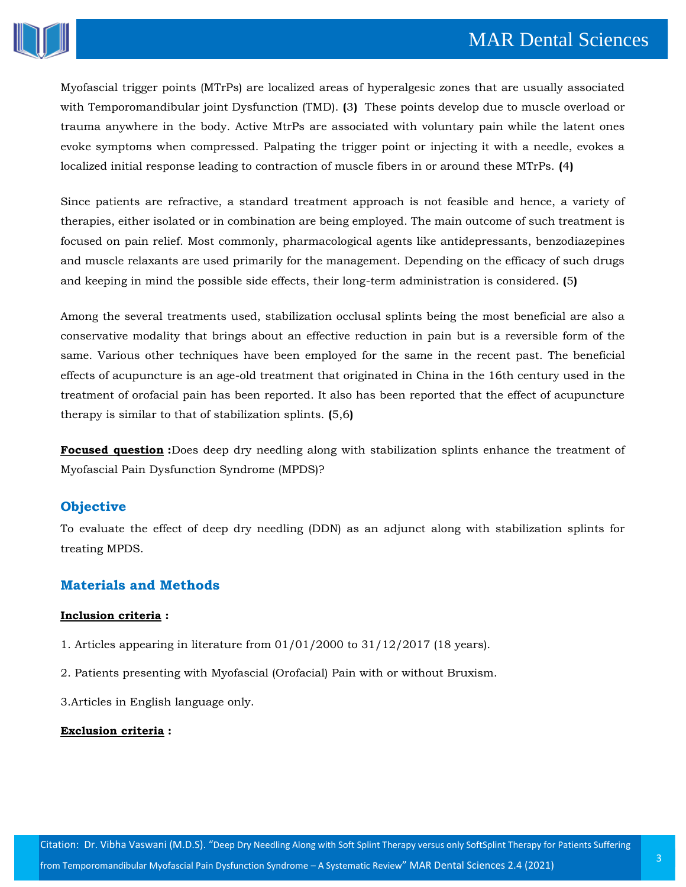Myofascial trigger points (MTrPs) are localized areas of hyperalgesic zones that are usually associated with Temporomandibular joint Dysfunction (TMD). (3) These points develop due to muscle overload or trauma anywhere in the body. Active MtrPs are associated with voluntary pain while the latent ones evoke symptoms when compressed. Palpating the trigger point or injecting it with a needle, evokes a localized initial response leading to contraction of muscle fibers in or around these MTrPs. (4)

Since patients are refractive, a standard treatment approach is not feasible and hence, a variety of therapies, either isolated or in combination are being employed. The main outcome of such treatment is focused on pain relief. Most commonly, pharmacological agents like antidepressants, benzodiazepines and muscle relaxants are used primarily for the management. Depending on the efficacy of such drugs and keeping in mind the possible side effects, their long-term administration is considered. (5)

Among the several treatments used, stabilization occlusal splints being the most beneficial are also a conservative modality that brings about an effective reduction in pain but is a reversible form of the same. Various other techniques have been employed for the same in the recent past. The beneficial effects of acupuncture is an age-old treatment that originated in China in the 16th century used in the treatment of orofacial pain has been reported. It also has been reported that the effect of acupuncture therapy is similar to that of stabilization splints. (5,6)

**Focused question** :Does deep dry needling along with stabilization splints enhance the treatment of Myofascial Pain Dysfunction Syndrome (MPDS)?

## Objective

To evaluate the effect of deep dry needling (DDN) as an adjunct along with stabilization splints for treating MPDS.

## Materials and Methods

**Inclusion criteria** :

1. Articles appearing in literature from 01/01/2000 to 31/12/2017 (18 years).

2. Patients presenting with Myofascial (Orofacial) Pain with or without Bruxism.

3. Articles in English language only.

**Exclusion criteria** :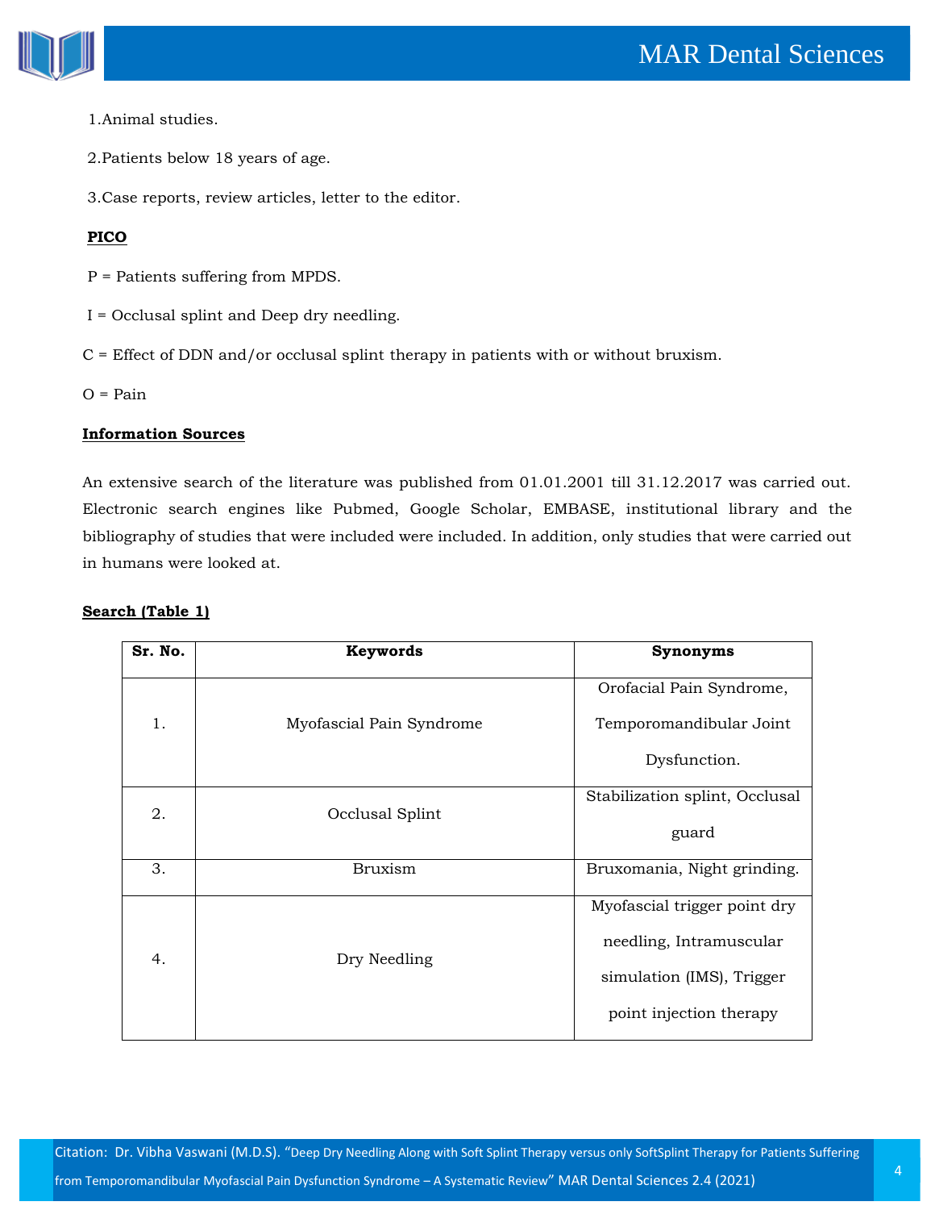1.Animal studies.

2.Patients below 18 years of age.

3.Case reports, review articles, letter to the editor.

**PICO**

P = Patients suffering from MPDS.

I = Occlusal splint and Deep dry needling.

C = Effect of DDN and/or occlusal splint therapy in patients with or without bruxism.

O = Pain

**Information Sources**

An extensive search of the literature was published from 01.01.2001 till 31.12.2017 was carried out. Electronic search engines like Pubmed, Google Scholar, EMBASE, institutional library and the bibliography of studies that were included were included. In addition, only studies that were carried out in humans were looked at.

**Search (Table 1)**

| Sr. No. | Keywords | Synonyms |
|---|---|---|
| 1. | Myofascial Pain Syndrome | Orofacial Pain Syndrome, Temporomandibular Joint Dysfunction. |
| 2. | Occlusal Splint | Stabilization splint, Occlusal guard |
| 3. | Bruxism | Bruxomania, Night grinding. |
| 4. | Dry Needling | Myofascial trigger point dry needling, Intramuscular simulation (IMS), Trigger point injection therapy |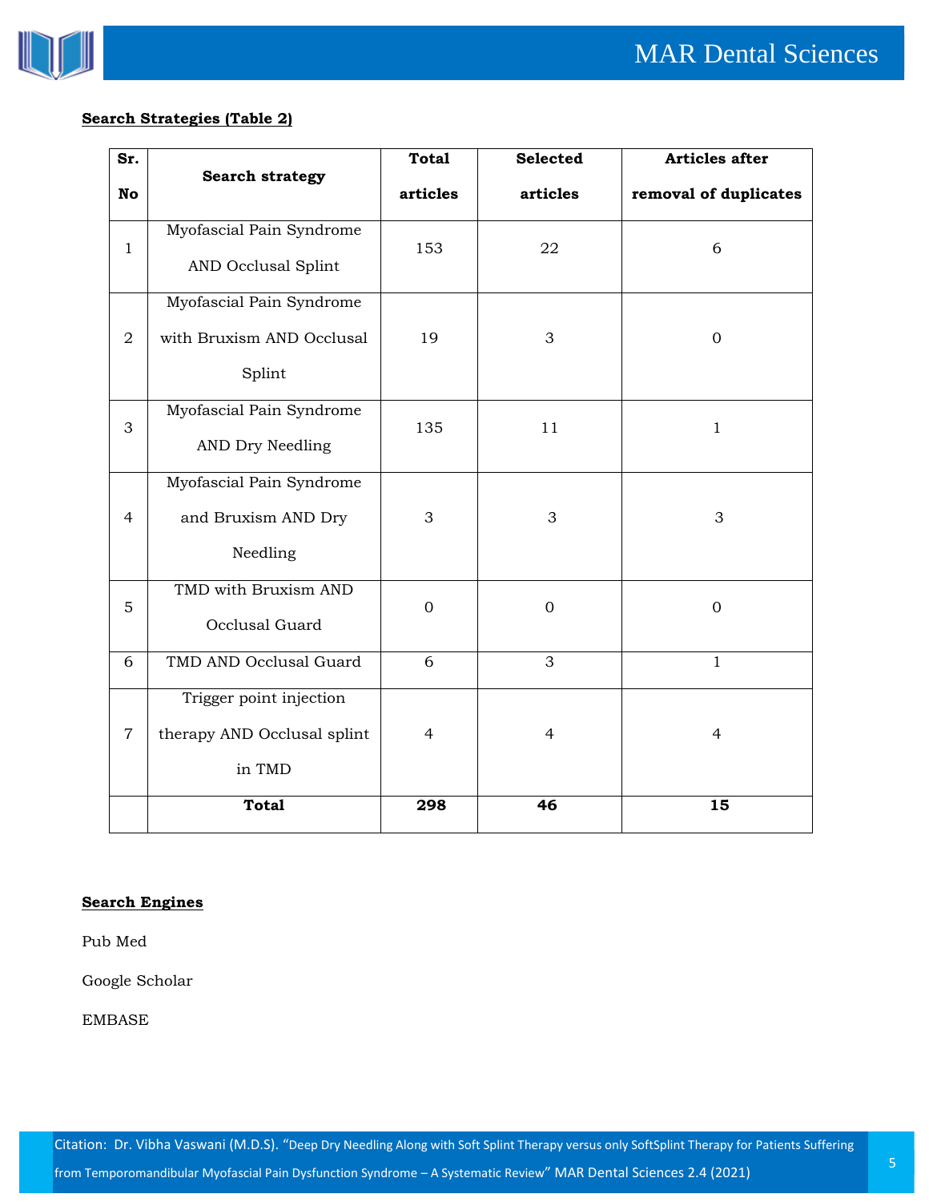**Search Strategies (Table 2)**

| Sr. No | Search strategy | Total articles | Selected articles | Articles after removal of duplicates |
|---|---|---|---|---|
| 1 | Myofascial Pain Syndrome AND Occlusal Splint | 153 | 22 | 6 |
| 2 | Myofascial Pain Syndrome with Bruxism AND Occlusal Splint | 19 | 3 | 0 |
| 3 | Myofascial Pain Syndrome AND Dry Needling | 135 | 11 | 1 |
| 4 | Myofascial Pain Syndrome and Bruxism AND Dry Needling | 3 | 3 | 3 |
| 5 | TMD with Bruxism AND Occlusal Guard | 0 | 0 | 0 |
| 6 | TMD AND Occlusal Guard | 6 | 3 | 1 |
| 7 | Trigger point injection therapy AND Occlusal splint in TMD | 4 | 4 | 4 |
| | **Total** | **298** | **46** | **15** |

**Search Engines**

Pub Med

Google Scholar

EMBASE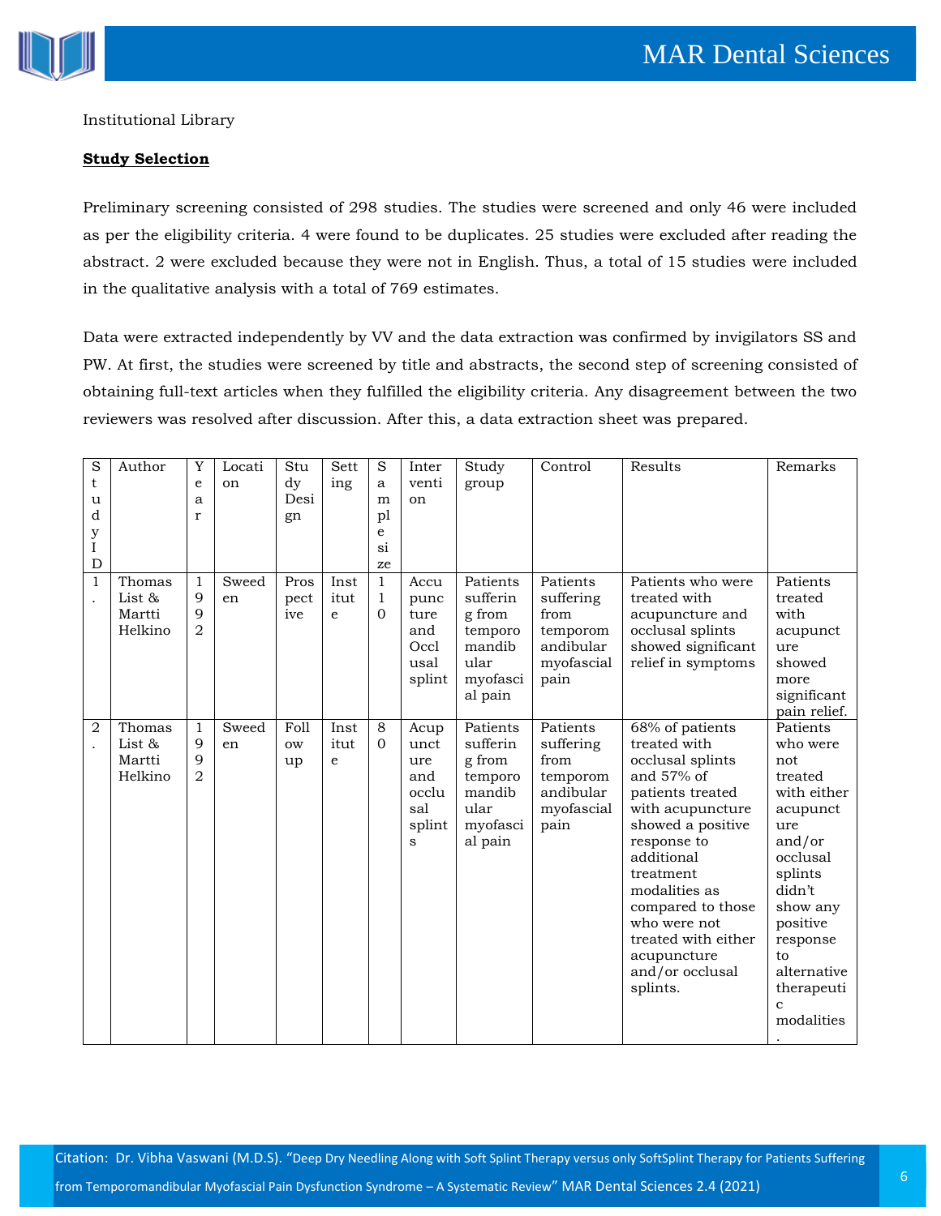Institutional Library

**Study Selection**

Preliminary screening consisted of 298 studies. The studies were screened and only 46 were included as per the eligibility criteria. 4 were found to be duplicates. 25 studies were excluded after reading the abstract. 2 were excluded because they were not in English. Thus, a total of 15 studies were included in the qualitative analysis with a total of 769 estimates.

Data were extracted independently by VV and the data extraction was confirmed by invigilators SS and PW. At first, the studies were screened by title and abstracts, the second step of screening consisted of obtaining full-text articles when they fulfilled the eligibility criteria. Any disagreement between the two reviewers was resolved after discussion. After this, a data extraction sheet was prepared.

| Study ID | Author | Year | Location | Study Design | Setting | Sample size | Intervention | Study group | Control | Results | Remarks |
|---|---|---|---|---|---|---|---|---|---|---|---|
| 1. | Thomas List & Martti Helkino | 1992 | Sweeden | Prospective | Institute | 110 | Accupuncture and Occlusal splint | Patients suffering from temporomandibular myofascial pain | Patients suffering from temporomandibular myofascial pain | Patients who were treated with acupuncture and occlusal splints showed significant relief in symptoms | Patients treated with acupuncture showed more significant pain relief. |
| 2. | Thomas List & Martti Helkino | 1992 | Sweeden | Follow up | Institute | 80 | Acupuncture and occlusal splints | Patients suffering from temporomandibular myofascial pain | Patients suffering from temporomandibular myofascial pain | 68% of patients treated with occlusal splints and 57% of patients treated with acupuncture showed a positive response to additional treatment modalities as compared to those who were not treated with either acupuncture and/or occlusal splints. | Patients who were not treated with either acupuncture and/or occlusal splints didn't show any positive response to alternative therapeutic modalities. |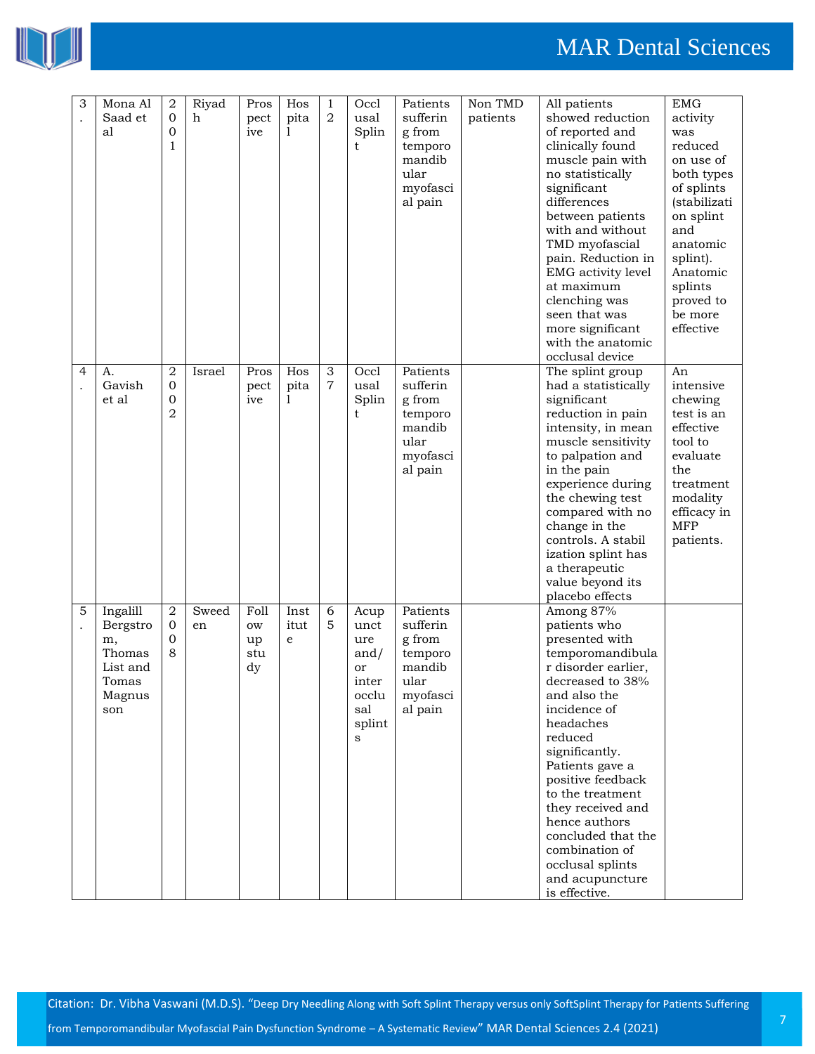| 3. | Mona Al Saad et al | 2001 | Riyadh | Prospective | Hospital | 12 | Occlusal Splint | Patients suffering from temporomandibular myofascial pain | Non TMD patients | All patients showed reduction of reported and clinically found muscle pain with no statistically significant differences between patients with and without TMD myofascial pain. Reduction in EMG activity level at maximum clenching was seen that was more significant with the anatomic occlusal device | EMG activity was reduced on use of both types of splints (stabilization splint and anatomic splint). Anatomic splints proved to be more effective |
|---|---|---|---|---|---|---|---|---|---|---|---|
| 4. | A. Gavish et al | 2002 | Israel | Prospective | Hospital | 37 | Occlusal Splint | Patients suffering from temporomandibular myofascial pain | | The splint group had a statistically significant reduction in pain intensity, in mean muscle sensitivity to palpation and in the pain experience during the chewing test compared with no change in the controls. A stabil ization splint has a therapeutic value beyond its placebo effects | An intensive chewing test is an effective tool to evaluate the treatment modality efficacy in MFP patients. |
| 5. | Ingalill Bergstrom, Thomas List and Tomas Magnusson | 2008 | Sweeden | Follow up study | Institute | 65 | Acupuncture and/or interocclusal splints | Patients suffering from temporomandibular myofascial pain | | Among 87% patients who presented with temporomandibular disorder earlier, decreased to 38% and also the incidence of headaches reduced significantly. Patients gave a positive feedback to the treatment they received and hence authors concluded that the combination of occlusal splints and acupuncture is effective. | |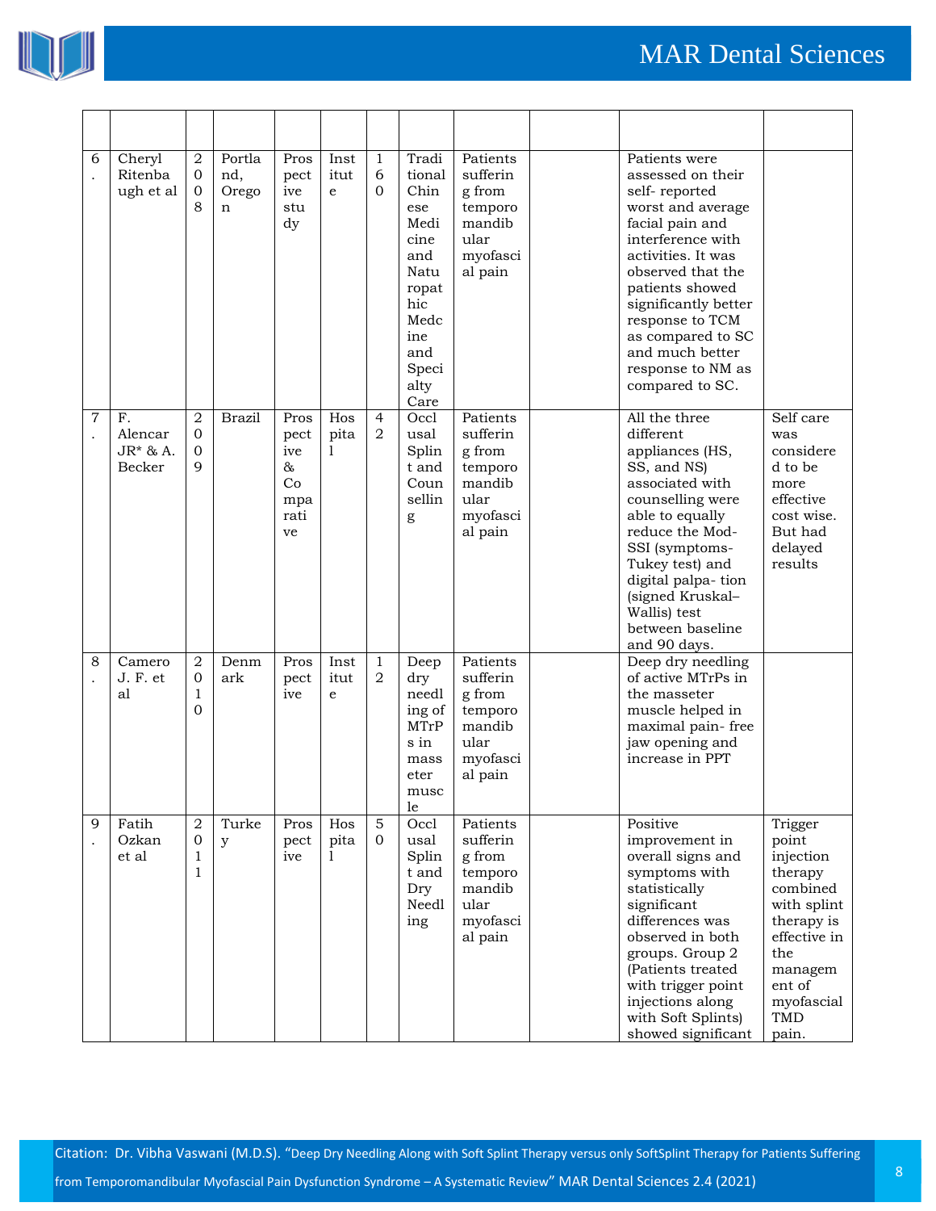| | | | | | | | | | | | |
|---|---|---|---|---|---|---|---|---|---|---|---|
| 6. | Cheryl Ritenbaugh et al | 2008 | Portland, Oregon | Prospective study | Institute | 160 | Traditional Chinese Medicine and Naturopathic Medcine and Specialty Care | Patients suffering from temporomandibular myofascial pain | | Patients were assessed on their self- reported worst and average facial pain and interference with activities. It was observed that the patients showed significantly better response to TCM as compared to SC and much better response to NM as compared to SC. | |
| 7. | F. Alencar JR* & A. Becker | 2009 | Brazil | Prospective & Comparative | Hospital | 42 | Occlusal Splint and Counselling | Patients suffering from temporomandibular myofascial pain | | All the three different appliances (HS, SS, and NS) associated with counselling were able to equally reduce the Mod-SSI (symptoms- Tukey test) and digital palpa- tion (signed Kruskal–Wallis) test between baseline and 90 days. | Self care was considered to be more effective cost wise. But had delayed results |
| 8. | Camero J. F. et al | 2010 | Denmark | Prospective | Institute | 12 | Deep dry needling of MTrPs in masseter muscle | Patients suffering from temporomandibular myofascial pain | | Deep dry needling of active MTrPs in the masseter muscle helped in maximal pain- free jaw opening and increase in PPT | |
| 9. | Fatih Ozkan et al | 2011 | Turkey | Prospective | Hospital | 50 | Occlusal Splint and Dry Needling | Patients suffering from temporomandibular myofascial pain | | Positive improvement in overall signs and symptoms with statistically significant differences was observed in both groups. Group 2 (Patients treated with trigger point injections along with Soft Splints) showed significant | Trigger point injection therapy combined with splint therapy is effective in the management of myofascial TMD pain. |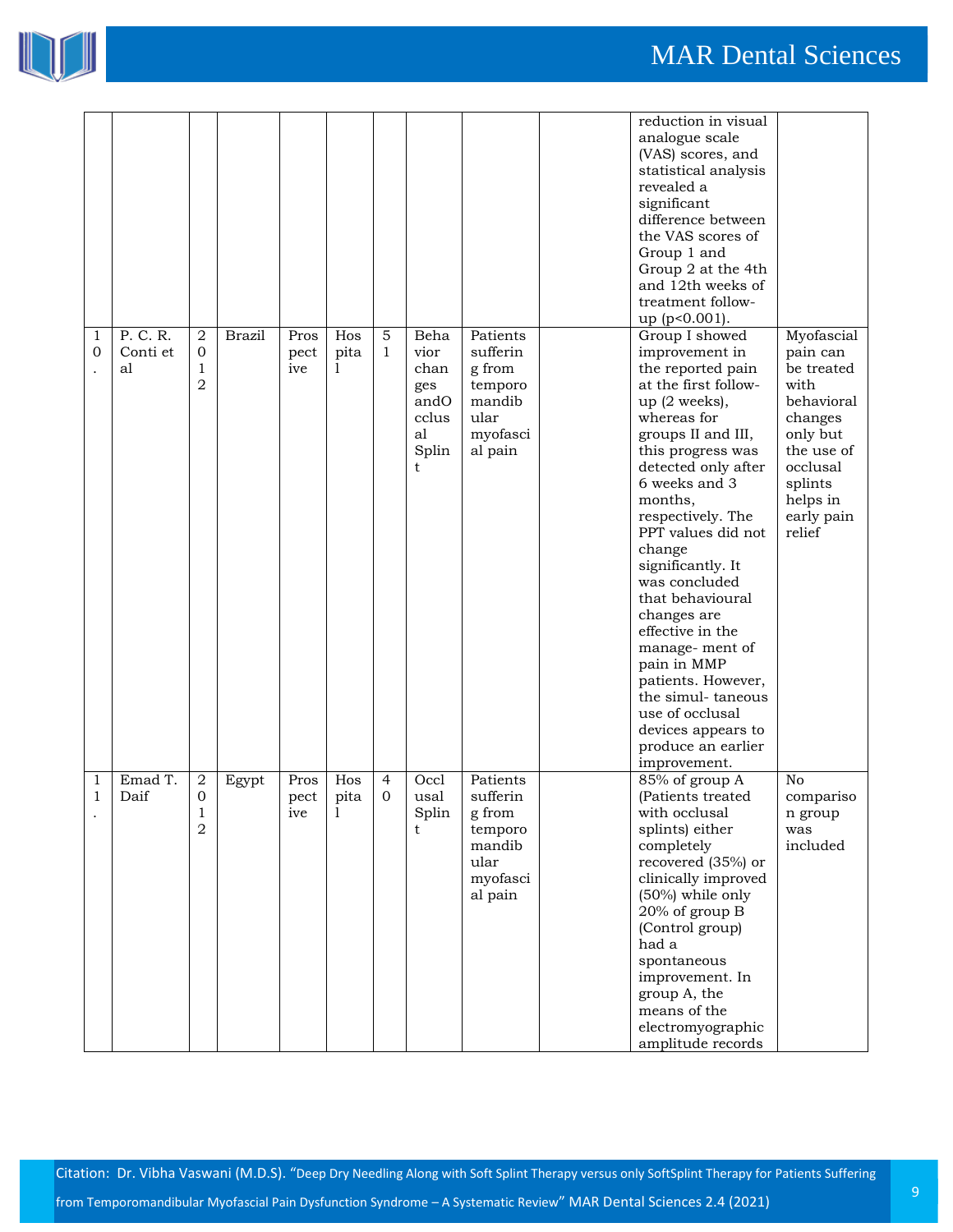| | | | | | | | | | | | |
|---|---|---|---|---|---|---|---|---|---|---|---|
| | | | | | | | | | | reduction in visual analogue scale (VAS) scores, and statistical analysis revealed a significant difference between the VAS scores of Group 1 and Group 2 at the 4th and 12th weeks of treatment follow-up (p<0.001). | |
| 10. | P. C. R. Conti et al | 2012 | Brazil | Prospective | Hospital | 51 | Behavior changes andOcclusal Splint | Patients suffering from temporomandibular myofascial pain | | Group I showed improvement in the reported pain at the first follow-up (2 weeks), whereas for groups II and III, this progress was detected only after 6 weeks and 3 months, respectively. The PPT values did not change significantly. It was concluded that behavioural changes are effective in the manage- ment of pain in MMP patients. However, the simul- taneous use of occlusal devices appears to produce an earlier improvement. | Myofascial pain can be treated with behavioral changes only but the use of occlusal splints helps in early pain relief |
| 11. | Emad T. Daif | 2012 | Egypt | Prospective | Hospital | 40 | Occlusal Splint | Patients suffering from temporomandibular myofascial pain | | 85% of group A (Patients treated with occlusal splints) either completely recovered (35%) or clinically improved (50%) while only 20% of group B (Control group) had a spontaneous improvement. In group A, the means of the electromyographic amplitude records | No comparison group was included |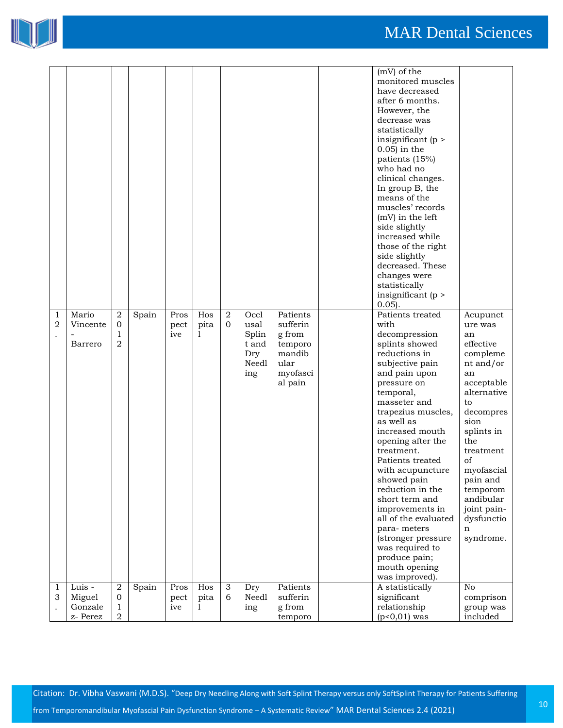| | | | | | | | | | | | |
|---|---|---|---|---|---|---|---|---|---|---|---|
| | | | | | | | | | | (mV) of the monitored muscles have decreased after 6 months. However, the decrease was statistically insignificant (p > 0.05) in the patients (15%) who had no clinical changes. In group B, the means of the muscles' records (mV) in the left side slightly increased while those of the right side slightly decreased. These changes were statistically insignificant (p > 0.05). | |
| 12. | Mario Vincente - Barrero | 2012 | Spain | Prospective | Hospital | 20 | Occlusal Splint and Dry Needling | Patients suffering from temporomandibular myofascial pain | | Patients treated with decompression splints showed reductions in subjective pain and pain upon pressure on temporal, masseter and trapezius muscles, as well as increased mouth opening after the treatment. Patients treated with acupuncture showed pain reduction in the short term and improvements in all of the evaluated para- meters (stronger pressure was required to produce pain; mouth opening was improved). | Acupuncture was an effective complement and/or an acceptable alternative to decompression splints in the treatment of myofascial pain and temporomandibular joint pain-dysfunction syndrome. |
| 13. | Luis - Miguel Gonzalez- Perez | 2012 | Spain | Prospective | Hospital | 36 | Dry Needling | Patients suffering from temporo | | A statistically significant relationship (p<0,01) was | No comprison group was included |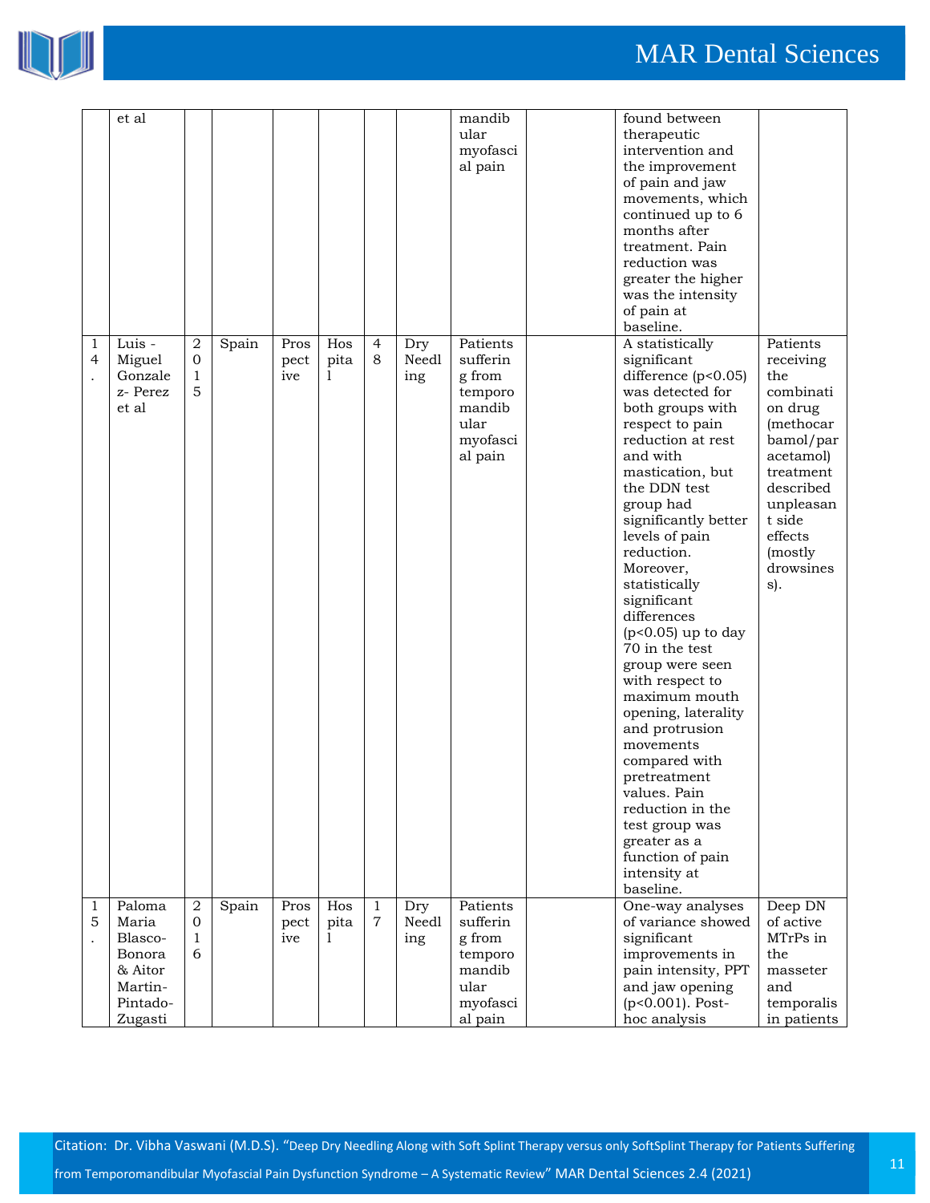| | | | | | | | | | | | |
|---|---|---|---|---|---|---|---|---|---|---|---|
| | et al | | | | | | | mandibular myofascial pain | | found between therapeutic intervention and the improvement of pain and jaw movements, which continued up to 6 months after treatment. Pain reduction was greater the higher was the intensity of pain at baseline. | |
| 14. | Luis - Miguel Gonzalez- Perez et al | 2015 | Spain | Prospective | Hospital | 48 | Dry Needling | Patients suffering from temporomandibular myofascial pain | | A statistically significant difference (p<0.05) was detected for both groups with respect to pain reduction at rest and with mastication, but the DDN test group had significantly better levels of pain reduction. Moreover, statistically significant differences (p<0.05) up to day 70 in the test group were seen with respect to maximum mouth opening, laterality and protrusion movements compared with pretreatment values. Pain reduction in the test group was greater as a function of pain intensity at baseline. | Patients receiving the combination drug (methocarbamol/paracetamol) treatment described unpleasant side effects (mostly drowsiness). |
| 15. | Paloma Maria Blasco-Bonora & Aitor Martin-Pintado-Zugasti | 2016 | Spain | Prospective | Hospital | 17 | Dry Needling | Patients suffering from temporomandibular myofascial pain | | One-way analyses of variance showed significant improvements in pain intensity, PPT and jaw opening (p<0.001). Post-hoc analysis | Deep DN of active MTrPs in the masseter and temporalis in patients |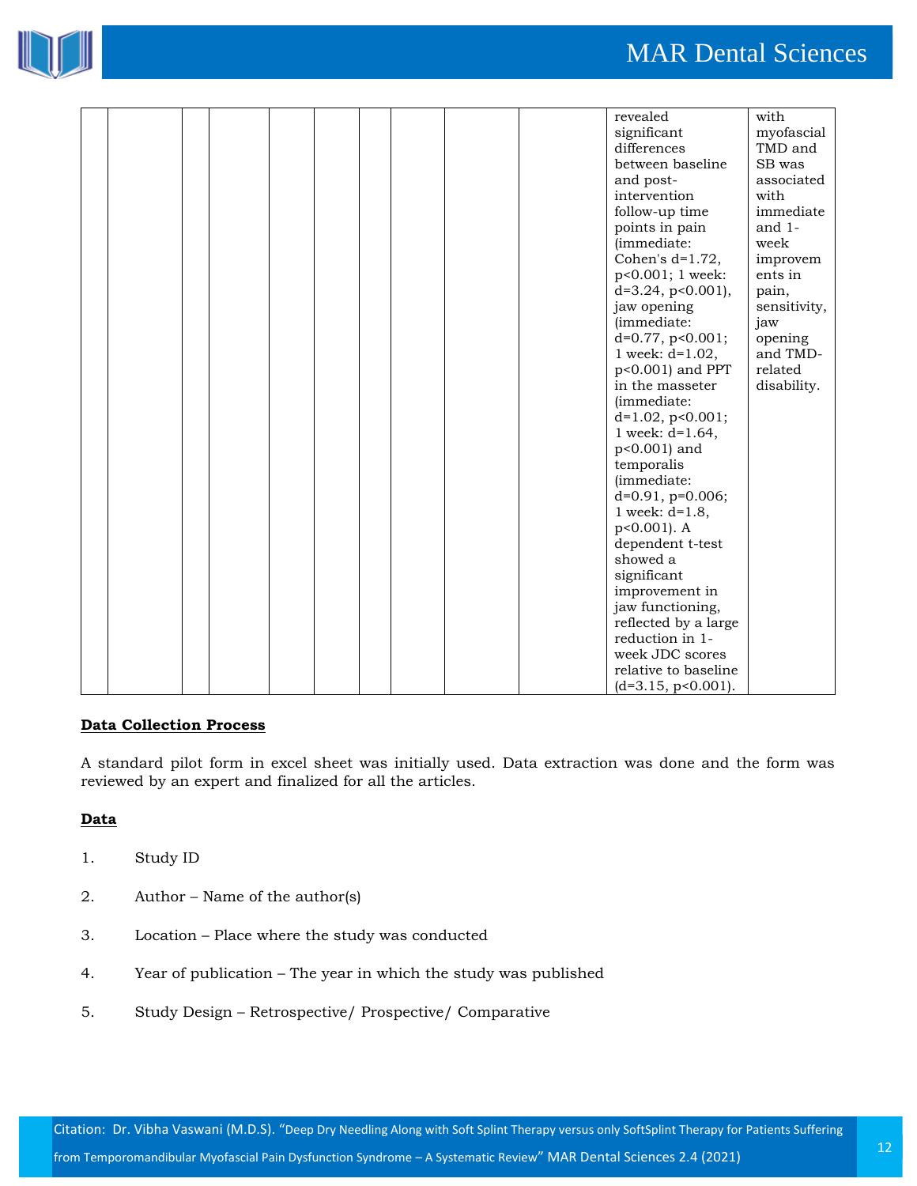| | | | | | | | | | | | |
|---|---|---|---|---|---|---|---|---|---|---|---|
| | | | | | | | | | | revealed significant differences between baseline and post-intervention follow-up time points in pain (immediate: Cohen's d=1.72, p<0.001; 1 week: d=3.24, p<0.001), jaw opening (immediate: d=0.77, p<0.001; 1 week: d=1.02, p<0.001) and PPT in the masseter (immediate: d=1.02, p<0.001; 1 week: d=1.64, p<0.001) and temporalis (immediate: d=0.91, p=0.006; 1 week: d=1.8, p<0.001). A dependent t-test showed a significant improvement in jaw functioning, reflected by a large reduction in 1-week JDC scores relative to baseline (d=3.15, p<0.001). | with myofascial TMD and SB was associated with immediate and 1-week improvements in pain, sensitivity, jaw opening and TMD-related disability. |

**Data Collection Process**

A standard pilot form in excel sheet was initially used. Data extraction was done and the form was reviewed by an expert and finalized for all the articles.

**Data**

1. Study ID
2. Author – Name of the author(s)
3. Location – Place where the study was conducted
4. Year of publication – The year in which the study was published
5. Study Design – Retrospective/ Prospective/ Comparative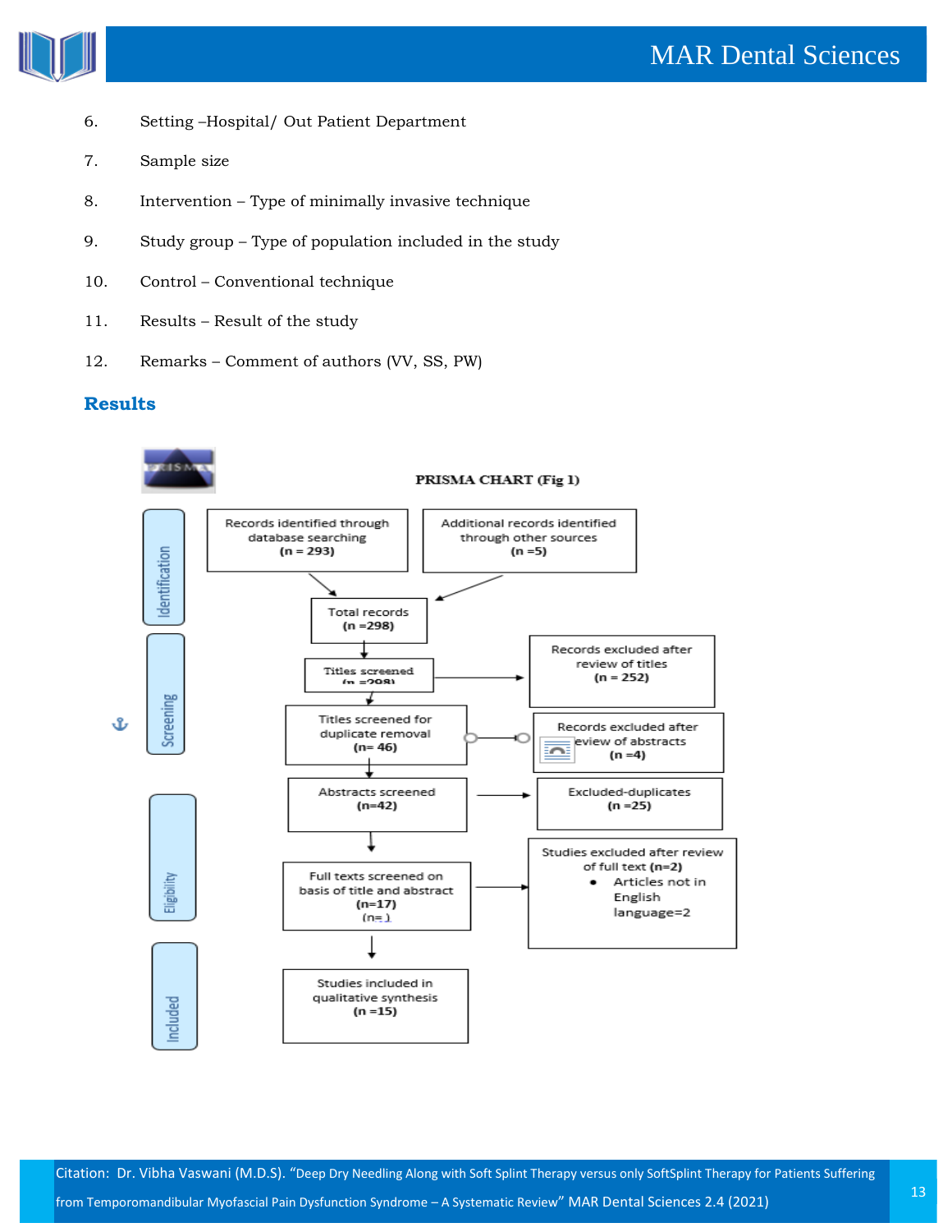6. Setting –Hospital/ Out Patient Department

7. Sample size

8. Intervention – Type of minimally invasive technique

9. Study group – Type of population included in the study

10. Control – Conventional technique

11. Results – Result of the study

12. Remarks – Comment of authors (VV, SS, PW)

## Results

PRISMA CHART (Fig 1)

Identification

Records identified through database searching (n = 293)

Additional records identified through other sources (n =5)

Total records (n =298)

Screening

Titles screened (n =298)

Records excluded after review of titles (n = 252)

Titles screened for duplicate removal (n= 46)

Records excluded after review of abstracts (n =4)

Abstracts screened (n=42)

Excluded-duplicates (n =25)

Eligibility

Full texts screened on basis of title and abstract (n=17)

Studies excluded after review of full text (n=2)

- Articles not in English language=2

Included

Studies included in qualitative synthesis (n =15)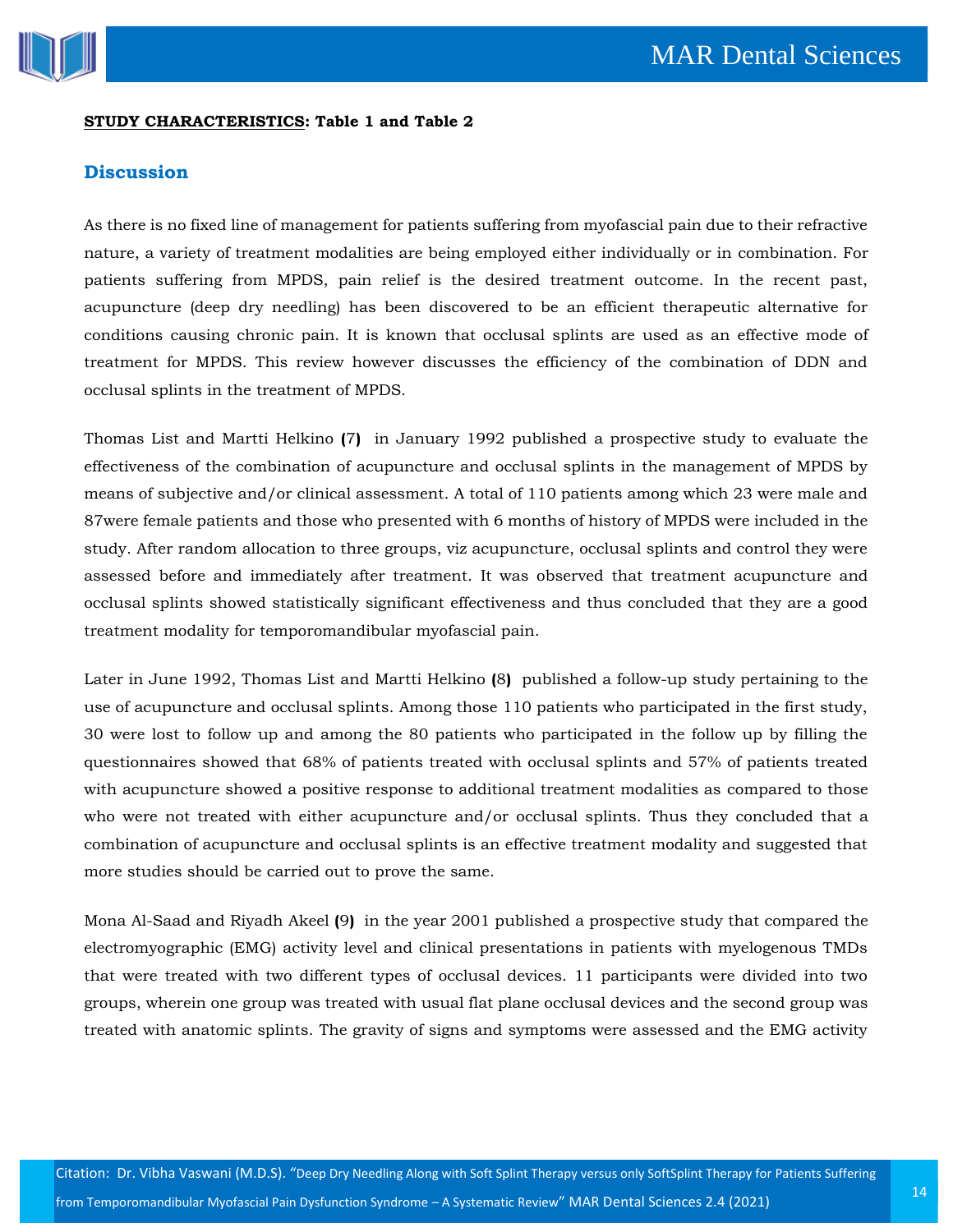**<u>STUDY CHARACTERISTICS</u>: Table 1 and Table 2**

## Discussion

As there is no fixed line of management for patients suffering from myofascial pain due to their refractive nature, a variety of treatment modalities are being employed either individually or in combination. For patients suffering from MPDS, pain relief is the desired treatment outcome. In the recent past, acupuncture (deep dry needling) has been discovered to be an efficient therapeutic alternative for conditions causing chronic pain. It is known that occlusal splints are used as an effective mode of treatment for MPDS. This review however discusses the efficiency of the combination of DDN and occlusal splints in the treatment of MPDS.

Thomas List and Martti Helkino **(**7**)** in January 1992 published a prospective study to evaluate the effectiveness of the combination of acupuncture and occlusal splints in the management of MPDS by means of subjective and/or clinical assessment. A total of 110 patients among which 23 were male and 87were female patients and those who presented with 6 months of history of MPDS were included in the study. After random allocation to three groups, viz acupuncture, occlusal splints and control they were assessed before and immediately after treatment. It was observed that treatment acupuncture and occlusal splints showed statistically significant effectiveness and thus concluded that they are a good treatment modality for temporomandibular myofascial pain.

Later in June 1992, Thomas List and Martti Helkino **(**8**)** published a follow-up study pertaining to the use of acupuncture and occlusal splints. Among those 110 patients who participated in the first study, 30 were lost to follow up and among the 80 patients who participated in the follow up by filling the questionnaires showed that 68% of patients treated with occlusal splints and 57% of patients treated with acupuncture showed a positive response to additional treatment modalities as compared to those who were not treated with either acupuncture and/or occlusal splints. Thus they concluded that a combination of acupuncture and occlusal splints is an effective treatment modality and suggested that more studies should be carried out to prove the same.

Mona Al-Saad and Riyadh Akeel **(**9**)** in the year 2001 published a prospective study that compared the electromyographic (EMG) activity level and clinical presentations in patients with myelogenous TMDs that were treated with two different types of occlusal devices. 11 participants were divided into two groups, wherein one group was treated with usual flat plane occlusal devices and the second group was treated with anatomic splints. The gravity of signs and symptoms were assessed and the EMG activity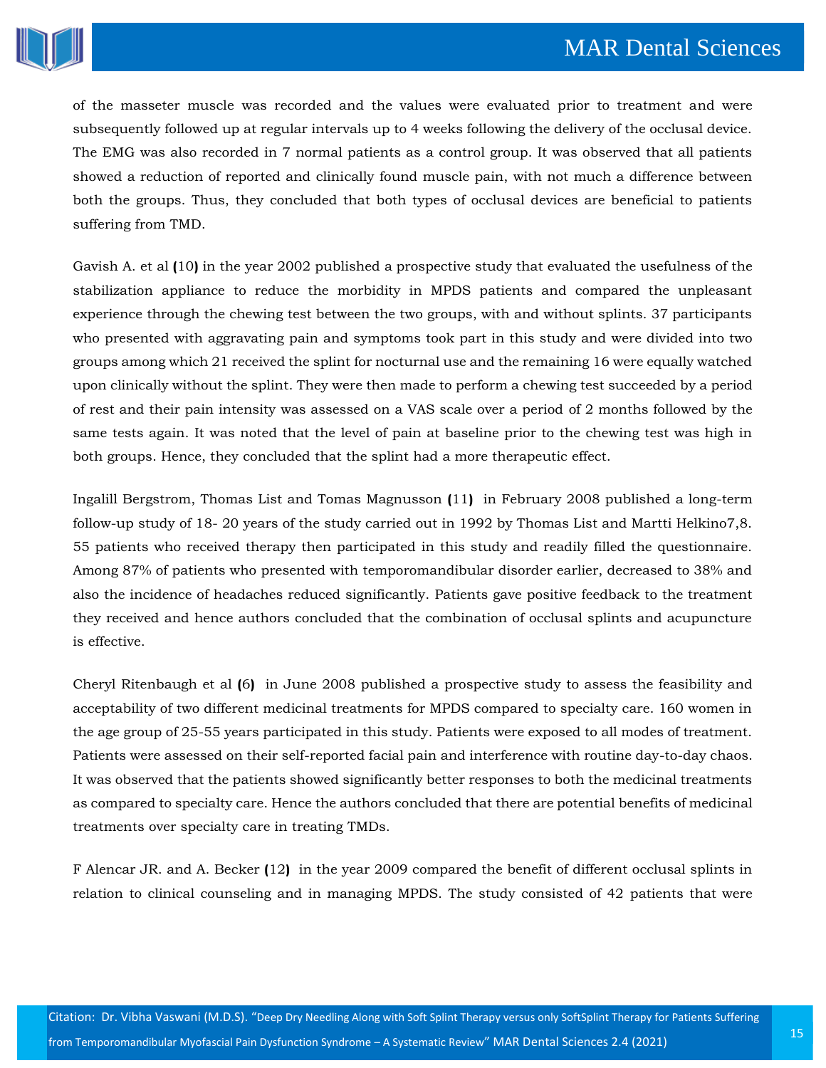of the masseter muscle was recorded and the values were evaluated prior to treatment and were subsequently followed up at regular intervals up to 4 weeks following the delivery of the occlusal device. The EMG was also recorded in 7 normal patients as a control group. It was observed that all patients showed a reduction of reported and clinically found muscle pain, with not much a difference between both the groups. Thus, they concluded that both types of occlusal devices are beneficial to patients suffering from TMD.

Gavish A. et al **(**10**)** in the year 2002 published a prospective study that evaluated the usefulness of the stabilization appliance to reduce the morbidity in MPDS patients and compared the unpleasant experience through the chewing test between the two groups, with and without splints. 37 participants who presented with aggravating pain and symptoms took part in this study and were divided into two groups among which 21 received the splint for nocturnal use and the remaining 16 were equally watched upon clinically without the splint. They were then made to perform a chewing test succeeded by a period of rest and their pain intensity was assessed on a VAS scale over a period of 2 months followed by the same tests again. It was noted that the level of pain at baseline prior to the chewing test was high in both groups. Hence, they concluded that the splint had a more therapeutic effect.

Ingalill Bergstrom, Thomas List and Tomas Magnusson **(**11**)** in February 2008 published a long-term follow-up study of 18- 20 years of the study carried out in 1992 by Thomas List and Martti Helkino7,8. 55 patients who received therapy then participated in this study and readily filled the questionnaire. Among 87% of patients who presented with temporomandibular disorder earlier, decreased to 38% and also the incidence of headaches reduced significantly. Patients gave positive feedback to the treatment they received and hence authors concluded that the combination of occlusal splints and acupuncture is effective.

Cheryl Ritenbaugh et al **(**6**)** in June 2008 published a prospective study to assess the feasibility and acceptability of two different medicinal treatments for MPDS compared to specialty care. 160 women in the age group of 25-55 years participated in this study. Patients were exposed to all modes of treatment. Patients were assessed on their self-reported facial pain and interference with routine day-to-day chaos. It was observed that the patients showed significantly better responses to both the medicinal treatments as compared to specialty care. Hence the authors concluded that there are potential benefits of medicinal treatments over specialty care in treating TMDs.

F Alencar JR. and A. Becker **(**12**)** in the year 2009 compared the benefit of different occlusal splints in relation to clinical counseling and in managing MPDS. The study consisted of 42 patients that were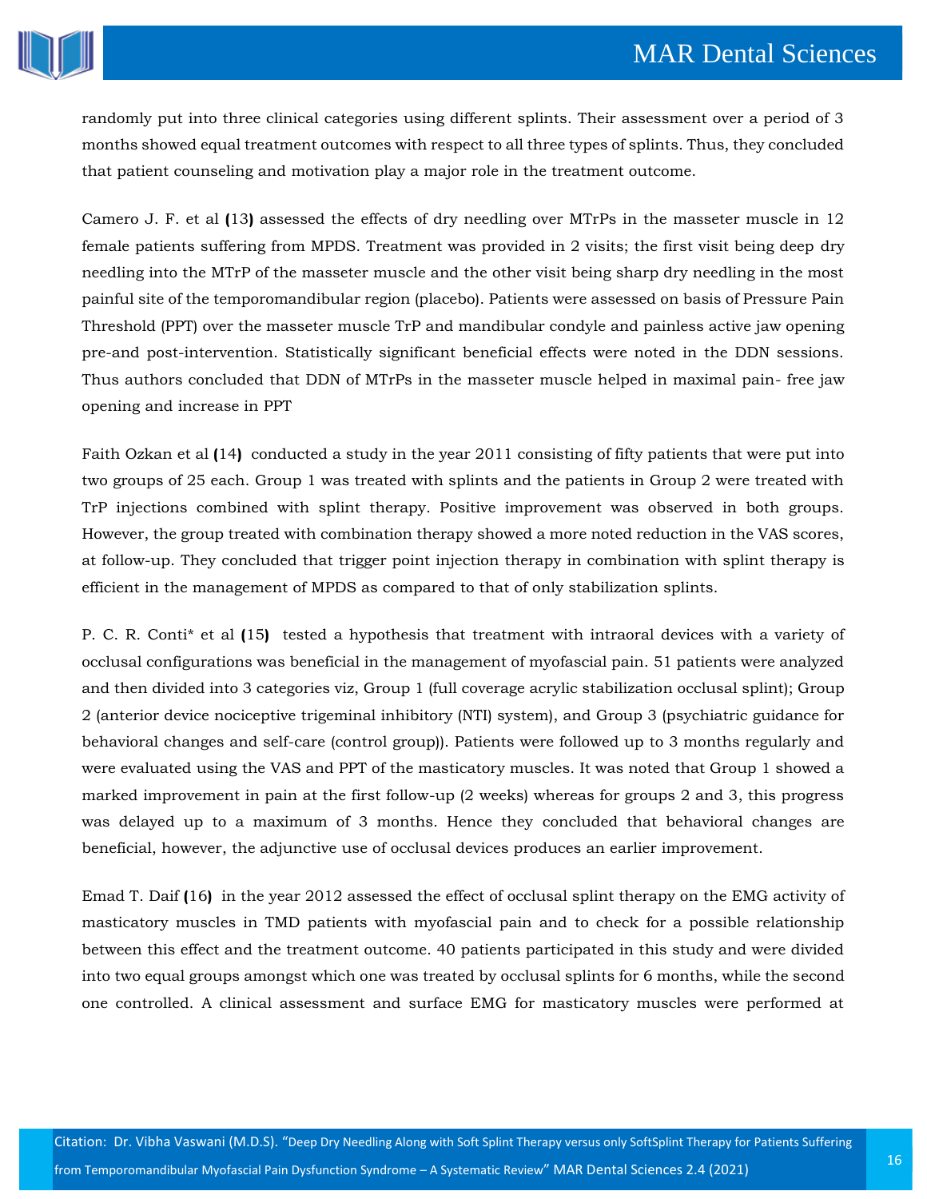randomly put into three clinical categories using different splints. Their assessment over a period of 3 months showed equal treatment outcomes with respect to all three types of splints. Thus, they concluded that patient counseling and motivation play a major role in the treatment outcome.

Camero J. F. et al **(**13**)** assessed the effects of dry needling over MTrPs in the masseter muscle in 12 female patients suffering from MPDS. Treatment was provided in 2 visits; the first visit being deep dry needling into the MTrP of the masseter muscle and the other visit being sharp dry needling in the most painful site of the temporomandibular region (placebo). Patients were assessed on basis of Pressure Pain Threshold (PPT) over the masseter muscle TrP and mandibular condyle and painless active jaw opening pre-and post-intervention. Statistically significant beneficial effects were noted in the DDN sessions. Thus authors concluded that DDN of MTrPs in the masseter muscle helped in maximal pain- free jaw opening and increase in PPT

Faith Ozkan et al **(**14**)** conducted a study in the year 2011 consisting of fifty patients that were put into two groups of 25 each. Group 1 was treated with splints and the patients in Group 2 were treated with TrP injections combined with splint therapy. Positive improvement was observed in both groups. However, the group treated with combination therapy showed a more noted reduction in the VAS scores, at follow-up. They concluded that trigger point injection therapy in combination with splint therapy is efficient in the management of MPDS as compared to that of only stabilization splints.

P. C. R. Conti* et al **(**15**)** tested a hypothesis that treatment with intraoral devices with a variety of occlusal configurations was beneficial in the management of myofascial pain. 51 patients were analyzed and then divided into 3 categories viz, Group 1 (full coverage acrylic stabilization occlusal splint); Group 2 (anterior device nociceptive trigeminal inhibitory (NTI) system), and Group 3 (psychiatric guidance for behavioral changes and self-care (control group)). Patients were followed up to 3 months regularly and were evaluated using the VAS and PPT of the masticatory muscles. It was noted that Group 1 showed a marked improvement in pain at the first follow-up (2 weeks) whereas for groups 2 and 3, this progress was delayed up to a maximum of 3 months. Hence they concluded that behavioral changes are beneficial, however, the adjunctive use of occlusal devices produces an earlier improvement.

Emad T. Daif **(**16**)** in the year 2012 assessed the effect of occlusal splint therapy on the EMG activity of masticatory muscles in TMD patients with myofascial pain and to check for a possible relationship between this effect and the treatment outcome. 40 patients participated in this study and were divided into two equal groups amongst which one was treated by occlusal splints for 6 months, while the second one controlled. A clinical assessment and surface EMG for masticatory muscles were performed at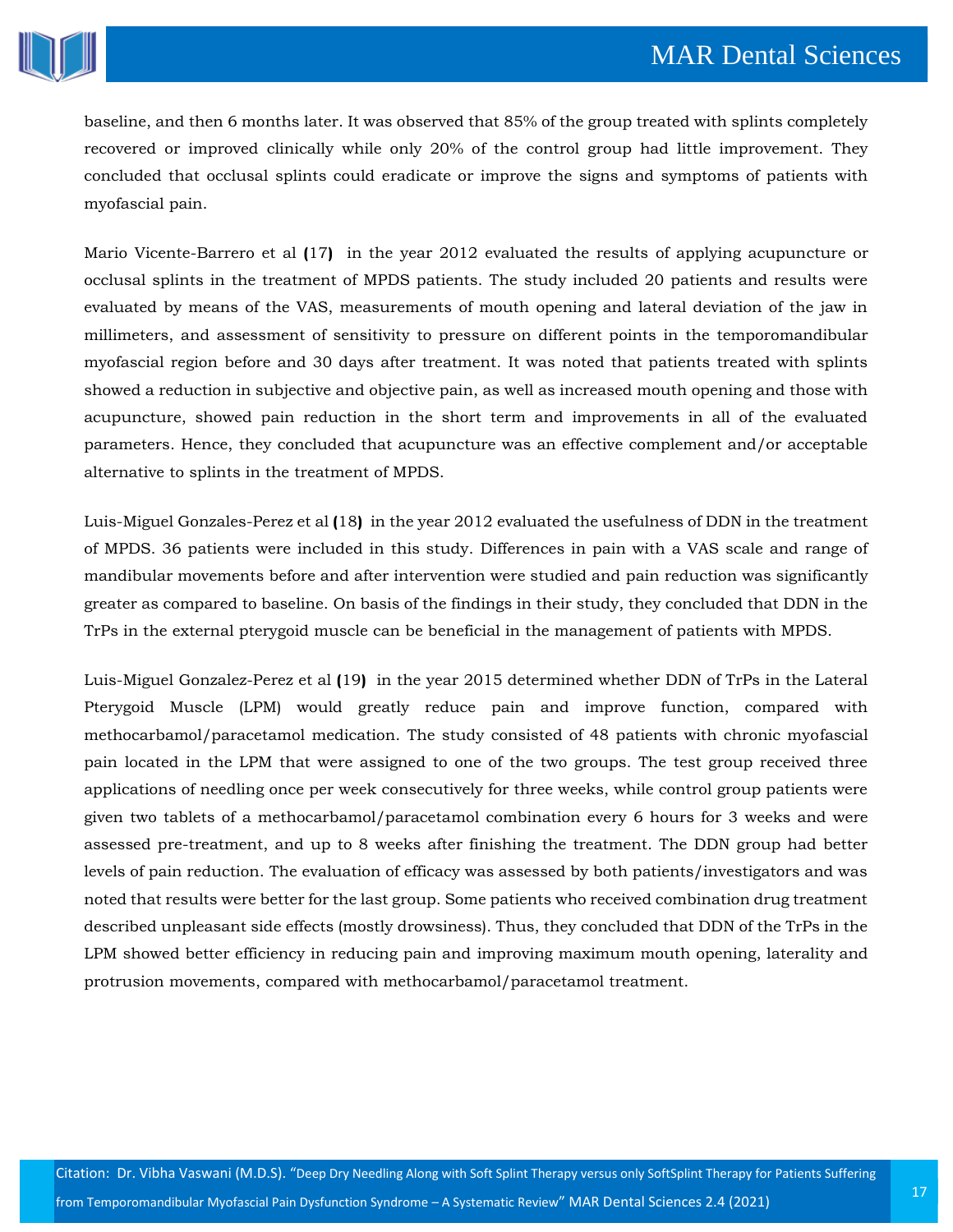baseline, and then 6 months later. It was observed that 85% of the group treated with splints completely recovered or improved clinically while only 20% of the control group had little improvement. They concluded that occlusal splints could eradicate or improve the signs and symptoms of patients with myofascial pain.

Mario Vicente-Barrero et al **(**17**)** in the year 2012 evaluated the results of applying acupuncture or occlusal splints in the treatment of MPDS patients. The study included 20 patients and results were evaluated by means of the VAS, measurements of mouth opening and lateral deviation of the jaw in millimeters, and assessment of sensitivity to pressure on different points in the temporomandibular myofascial region before and 30 days after treatment. It was noted that patients treated with splints showed a reduction in subjective and objective pain, as well as increased mouth opening and those with acupuncture, showed pain reduction in the short term and improvements in all of the evaluated parameters. Hence, they concluded that acupuncture was an effective complement and/or acceptable alternative to splints in the treatment of MPDS.

Luis-Miguel Gonzales-Perez et al **(**18**)** in the year 2012 evaluated the usefulness of DDN in the treatment of MPDS. 36 patients were included in this study. Differences in pain with a VAS scale and range of mandibular movements before and after intervention were studied and pain reduction was significantly greater as compared to baseline. On basis of the findings in their study, they concluded that DDN in the TrPs in the external pterygoid muscle can be beneficial in the management of patients with MPDS.

Luis-Miguel Gonzalez-Perez et al **(**19**)** in the year 2015 determined whether DDN of TrPs in the Lateral Pterygoid Muscle (LPM) would greatly reduce pain and improve function, compared with methocarbamol/paracetamol medication. The study consisted of 48 patients with chronic myofascial pain located in the LPM that were assigned to one of the two groups. The test group received three applications of needling once per week consecutively for three weeks, while control group patients were given two tablets of a methocarbamol/paracetamol combination every 6 hours for 3 weeks and were assessed pre-treatment, and up to 8 weeks after finishing the treatment. The DDN group had better levels of pain reduction. The evaluation of efficacy was assessed by both patients/investigators and was noted that results were better for the last group. Some patients who received combination drug treatment described unpleasant side effects (mostly drowsiness). Thus, they concluded that DDN of the TrPs in the LPM showed better efficiency in reducing pain and improving maximum mouth opening, laterality and protrusion movements, compared with methocarbamol/paracetamol treatment.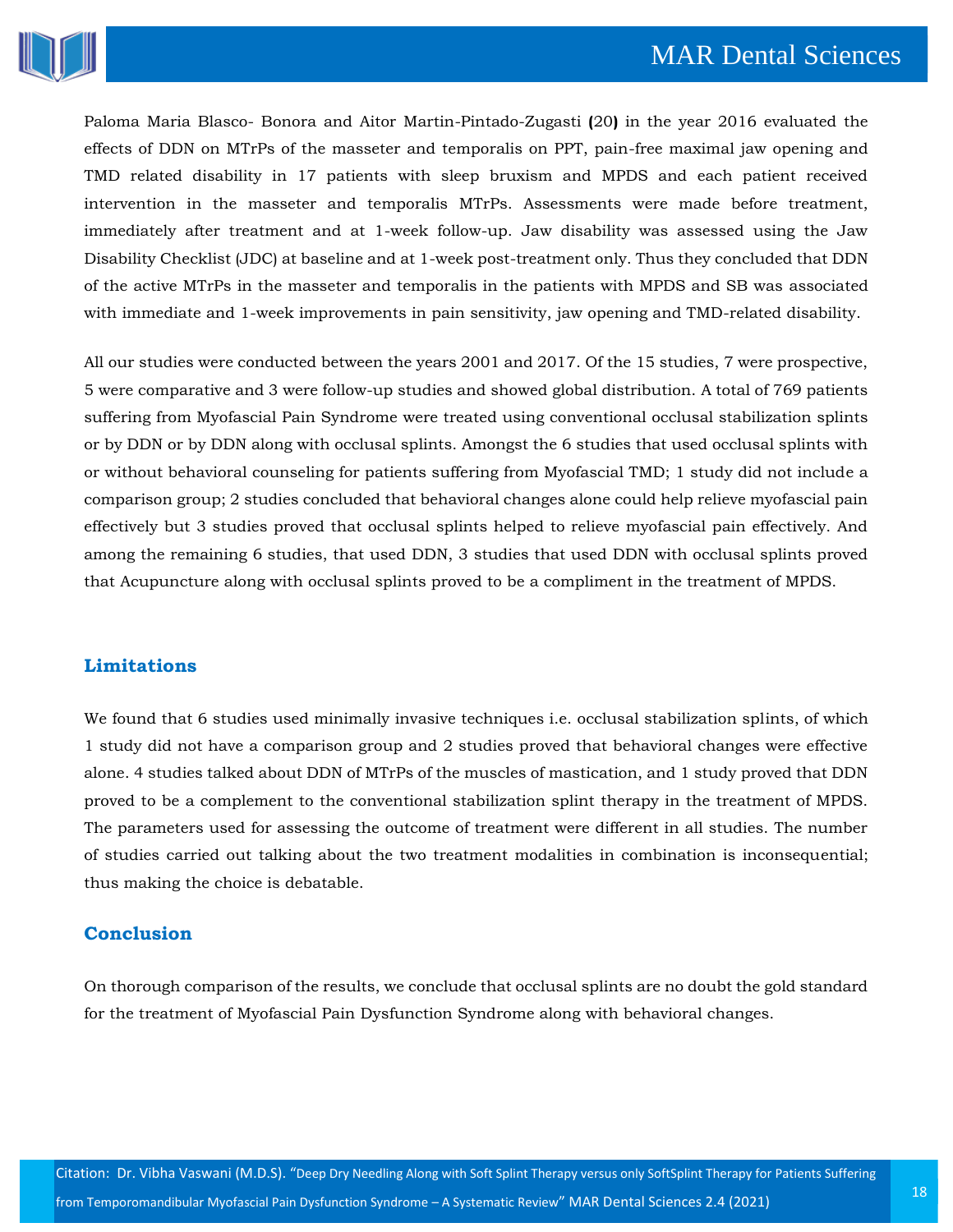Paloma Maria Blasco- Bonora and Aitor Martin-Pintado-Zugasti (20) in the year 2016 evaluated the effects of DDN on MTrPs of the masseter and temporalis on PPT, pain-free maximal jaw opening and TMD related disability in 17 patients with sleep bruxism and MPDS and each patient received intervention in the masseter and temporalis MTrPs. Assessments were made before treatment, immediately after treatment and at 1-week follow-up. Jaw disability was assessed using the Jaw Disability Checklist (JDC) at baseline and at 1-week post-treatment only. Thus they concluded that DDN of the active MTrPs in the masseter and temporalis in the patients with MPDS and SB was associated with immediate and 1-week improvements in pain sensitivity, jaw opening and TMD-related disability.

All our studies were conducted between the years 2001 and 2017. Of the 15 studies, 7 were prospective, 5 were comparative and 3 were follow-up studies and showed global distribution. A total of 769 patients suffering from Myofascial Pain Syndrome were treated using conventional occlusal stabilization splints or by DDN or by DDN along with occlusal splints. Amongst the 6 studies that used occlusal splints with or without behavioral counseling for patients suffering from Myofascial TMD; 1 study did not include a comparison group; 2 studies concluded that behavioral changes alone could help relieve myofascial pain effectively but 3 studies proved that occlusal splints helped to relieve myofascial pain effectively. And among the remaining 6 studies, that used DDN, 3 studies that used DDN with occlusal splints proved that Acupuncture along with occlusal splints proved to be a compliment in the treatment of MPDS.

## Limitations

We found that 6 studies used minimally invasive techniques i.e. occlusal stabilization splints, of which 1 study did not have a comparison group and 2 studies proved that behavioral changes were effective alone. 4 studies talked about DDN of MTrPs of the muscles of mastication, and 1 study proved that DDN proved to be a complement to the conventional stabilization splint therapy in the treatment of MPDS. The parameters used for assessing the outcome of treatment were different in all studies. The number of studies carried out talking about the two treatment modalities in combination is inconsequential; thus making the choice is debatable.

## Conclusion

On thorough comparison of the results, we conclude that occlusal splints are no doubt the gold standard for the treatment of Myofascial Pain Dysfunction Syndrome along with behavioral changes.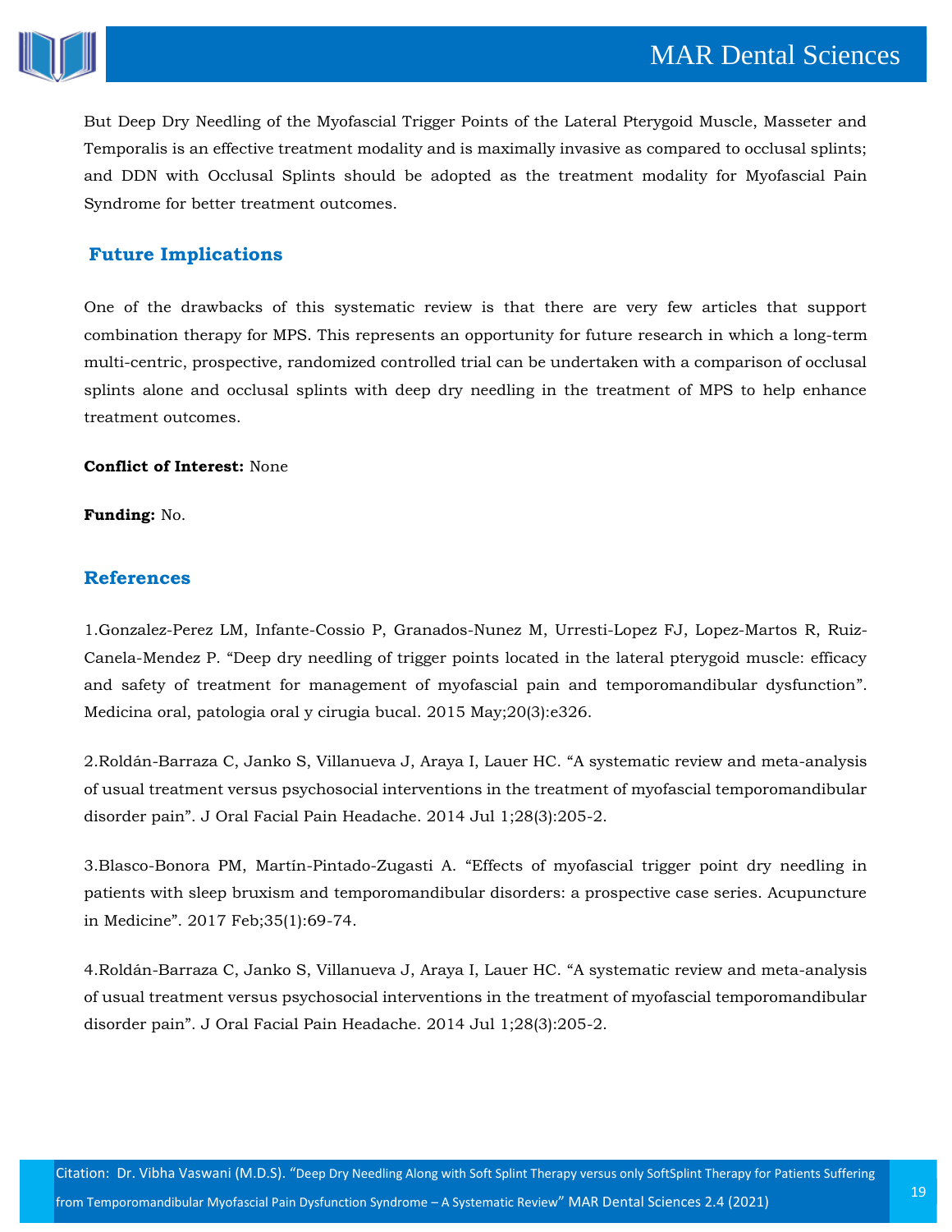But Deep Dry Needling of the Myofascial Trigger Points of the Lateral Pterygoid Muscle, Masseter and Temporalis is an effective treatment modality and is maximally invasive as compared to occlusal splints; and DDN with Occlusal Splints should be adopted as the treatment modality for Myofascial Pain Syndrome for better treatment outcomes.

## Future Implications

One of the drawbacks of this systematic review is that there are very few articles that support combination therapy for MPS. This represents an opportunity for future research in which a long-term multi-centric, prospective, randomized controlled trial can be undertaken with a comparison of occlusal splints alone and occlusal splints with deep dry needling in the treatment of MPS to help enhance treatment outcomes.

**Conflict of Interest:** None

**Funding:** No.

## References

1.Gonzalez-Perez LM, Infante-Cossio P, Granados-Nunez M, Urresti-Lopez FJ, Lopez-Martos R, Ruiz-Canela-Mendez P. "Deep dry needling of trigger points located in the lateral pterygoid muscle: efficacy and safety of treatment for management of myofascial pain and temporomandibular dysfunction". Medicina oral, patologia oral y cirugia bucal. 2015 May;20(3):e326.

2.Roldán-Barraza C, Janko S, Villanueva J, Araya I, Lauer HC. "A systematic review and meta-analysis of usual treatment versus psychosocial interventions in the treatment of myofascial temporomandibular disorder pain". J Oral Facial Pain Headache. 2014 Jul 1;28(3):205-2.

3.Blasco-Bonora PM, Martín-Pintado-Zugasti A. "Effects of myofascial trigger point dry needling in patients with sleep bruxism and temporomandibular disorders: a prospective case series. Acupuncture in Medicine". 2017 Feb;35(1):69-74.

4.Roldán-Barraza C, Janko S, Villanueva J, Araya I, Lauer HC. "A systematic review and meta-analysis of usual treatment versus psychosocial interventions in the treatment of myofascial temporomandibular disorder pain". J Oral Facial Pain Headache. 2014 Jul 1;28(3):205-2.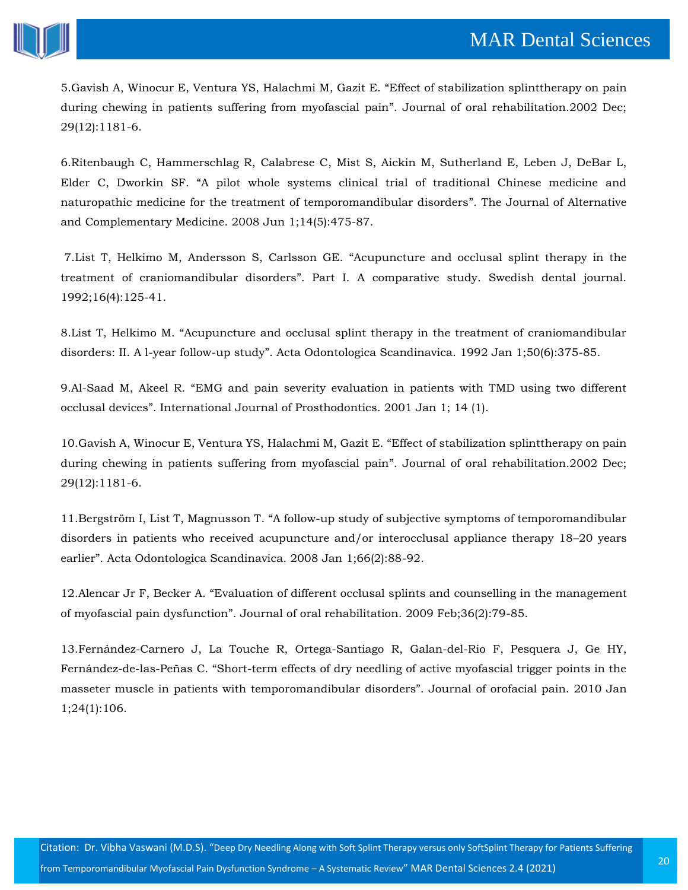5.Gavish A, Winocur E, Ventura YS, Halachmi M, Gazit E. "Effect of stabilization splinttherapy on pain during chewing in patients suffering from myofascial pain". Journal of oral rehabilitation.2002 Dec; 29(12):1181-6.

6.Ritenbaugh C, Hammerschlag R, Calabrese C, Mist S, Aickin M, Sutherland E, Leben J, DeBar L, Elder C, Dworkin SF. "A pilot whole systems clinical trial of traditional Chinese medicine and naturopathic medicine for the treatment of temporomandibular disorders". The Journal of Alternative and Complementary Medicine. 2008 Jun 1;14(5):475-87.

7.List T, Helkimo M, Andersson S, Carlsson GE. "Acupuncture and occlusal splint therapy in the treatment of craniomandibular disorders". Part I. A comparative study. Swedish dental journal. 1992;16(4):125-41.

8.List T, Helkimo M. "Acupuncture and occlusal splint therapy in the treatment of craniomandibular disorders: II. A l-year follow-up study". Acta Odontologica Scandinavica. 1992 Jan 1;50(6):375-85.

9.Al-Saad M, Akeel R. "EMG and pain severity evaluation in patients with TMD using two different occlusal devices". International Journal of Prosthodontics. 2001 Jan 1; 14 (1).

10.Gavish A, Winocur E, Ventura YS, Halachmi M, Gazit E. "Effect of stabilization splinttherapy on pain during chewing in patients suffering from myofascial pain". Journal of oral rehabilitation.2002 Dec; 29(12):1181-6.

11.Bergström I, List T, Magnusson T. "A follow-up study of subjective symptoms of temporomandibular disorders in patients who received acupuncture and/or interocclusal appliance therapy 18–20 years earlier". Acta Odontologica Scandinavica. 2008 Jan 1;66(2):88-92.

12.Alencar Jr F, Becker A. "Evaluation of different occlusal splints and counselling in the management of myofascial pain dysfunction". Journal of oral rehabilitation. 2009 Feb;36(2):79-85.

13.Fernández-Carnero J, La Touche R, Ortega-Santiago R, Galan-del-Rio F, Pesquera J, Ge HY, Fernández-de-las-Peñas C. "Short-term effects of dry needling of active myofascial trigger points in the masseter muscle in patients with temporomandibular disorders". Journal of orofacial pain. 2010 Jan 1;24(1):106.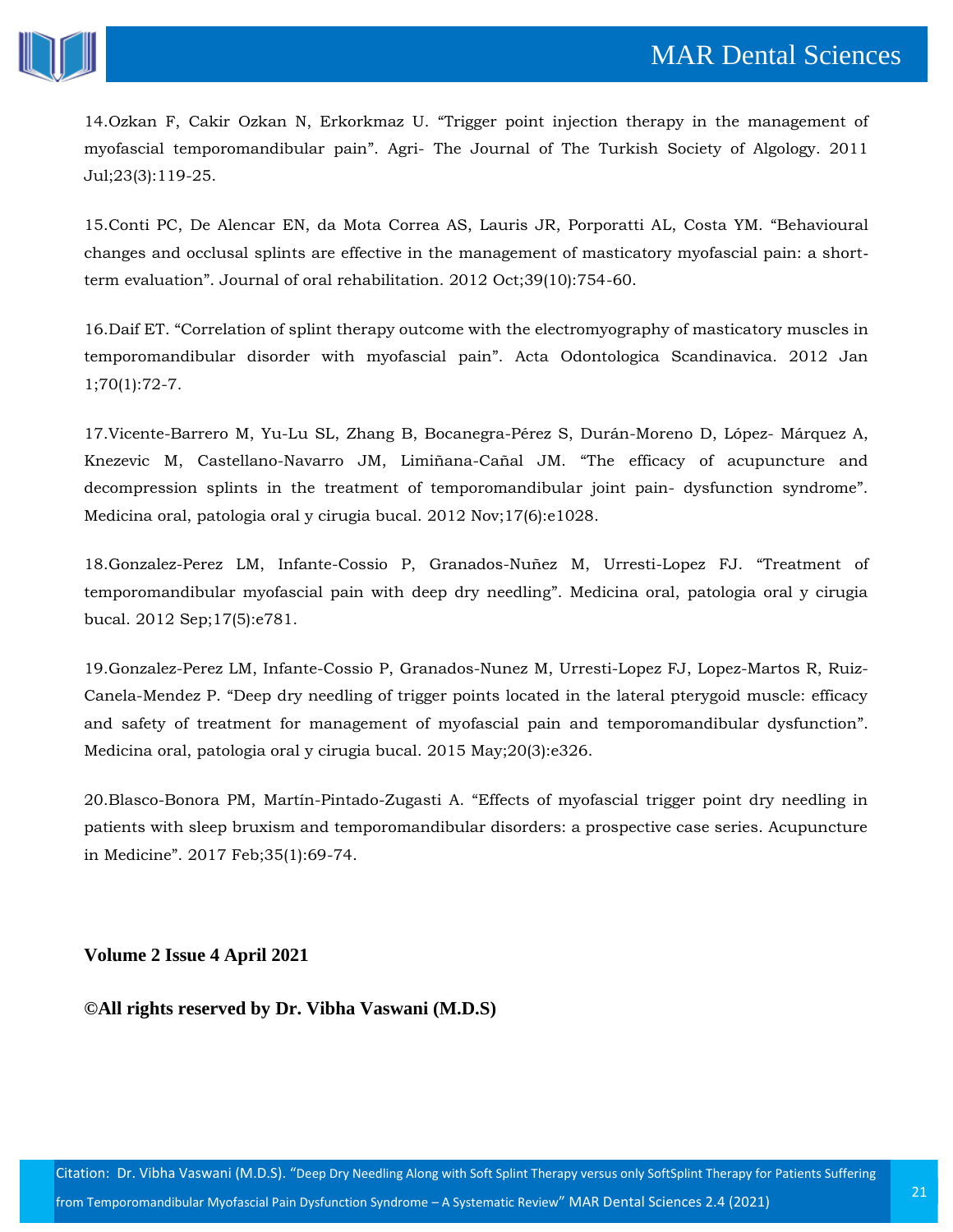14.Ozkan F, Cakir Ozkan N, Erkorkmaz U. “Trigger point injection therapy in the management of myofascial temporomandibular pain”. Agri- The Journal of The Turkish Society of Algology. 2011 Jul;23(3):119-25.

15.Conti PC, De Alencar EN, da Mota Correa AS, Lauris JR, Porporatti AL, Costa YM. “Behavioural changes and occlusal splints are effective in the management of masticatory myofascial pain: a short-term evaluation”. Journal of oral rehabilitation. 2012 Oct;39(10):754-60.

16.Daif ET. “Correlation of splint therapy outcome with the electromyography of masticatory muscles in temporomandibular disorder with myofascial pain”. Acta Odontologica Scandinavica. 2012 Jan 1;70(1):72-7.

17.Vicente-Barrero M, Yu-Lu SL, Zhang B, Bocanegra-Pérez S, Durán-Moreno D, López- Márquez A, Knezevic M, Castellano-Navarro JM, Limiñana-Cañal JM. “The efficacy of acupuncture and decompression splints in the treatment of temporomandibular joint pain- dysfunction syndrome”. Medicina oral, patologia oral y cirugia bucal. 2012 Nov;17(6):e1028.

18.Gonzalez-Perez LM, Infante-Cossio P, Granados-Nuñez M, Urresti-Lopez FJ. “Treatment of temporomandibular myofascial pain with deep dry needling”. Medicina oral, patologia oral y cirugia bucal. 2012 Sep;17(5):e781.

19.Gonzalez-Perez LM, Infante-Cossio P, Granados-Nunez M, Urresti-Lopez FJ, Lopez-Martos R, Ruiz-Canela-Mendez P. “Deep dry needling of trigger points located in the lateral pterygoid muscle: efficacy and safety of treatment for management of myofascial pain and temporomandibular dysfunction”. Medicina oral, patologia oral y cirugia bucal. 2015 May;20(3):e326.

20.Blasco-Bonora PM, Martín-Pintado-Zugasti A. “Effects of myofascial trigger point dry needling in patients with sleep bruxism and temporomandibular disorders: a prospective case series. Acupuncture in Medicine”. 2017 Feb;35(1):69-74.

**Volume 2 Issue 4 April 2021**

**©All rights reserved by Dr. Vibha Vaswani (M.D.S)**